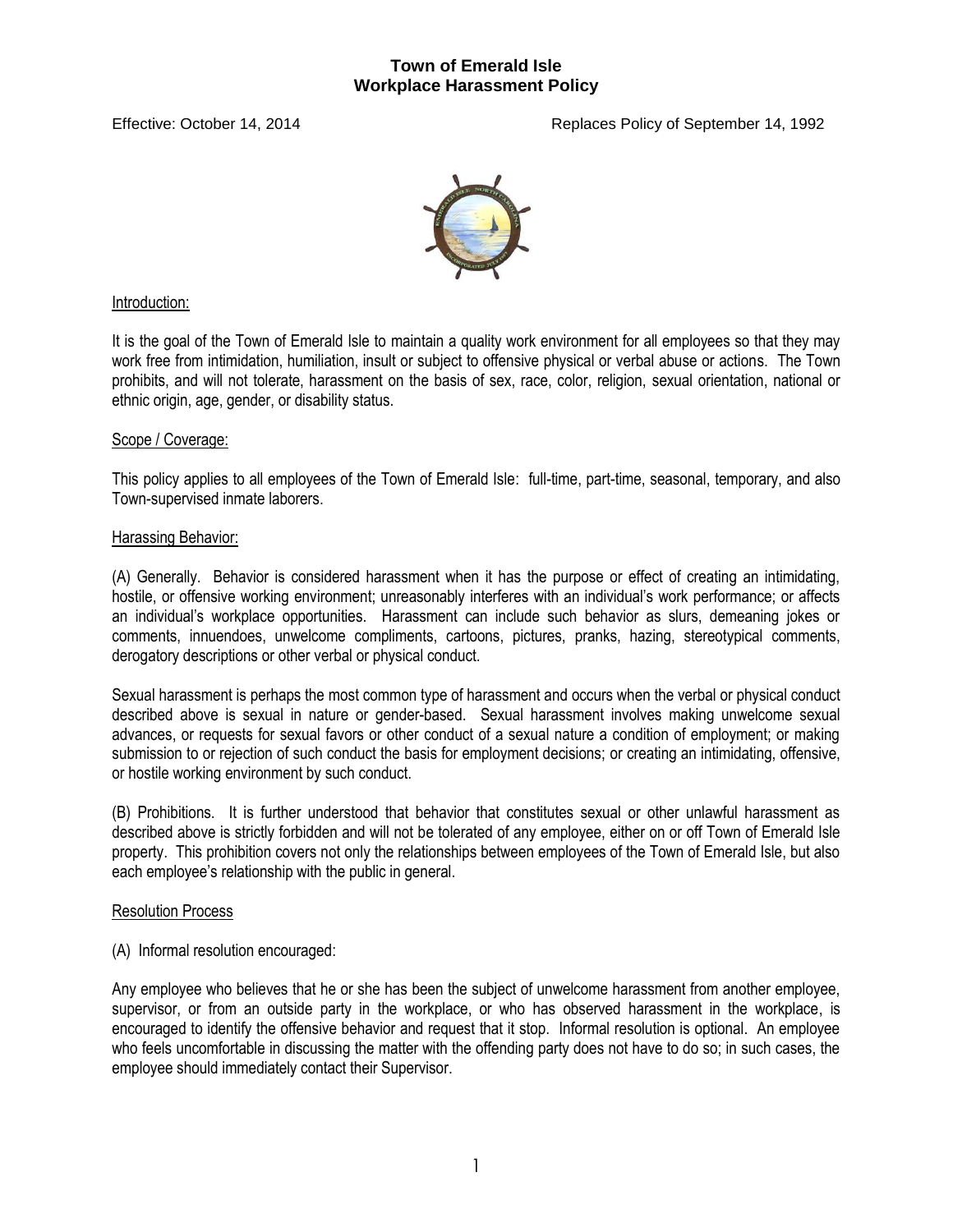# Town of Emerald Isle
## Workplace Harassment Policy

Effective: October 14, 2014 Replaces Policy of September 14, 1992

Introduction:

It is the goal of the Town of Emerald Isle to maintain a quality work environment for all employees so that they may work free from intimidation, humiliation, insult or subject to offensive physical or verbal abuse or actions. The Town prohibits, and will not tolerate, harassment on the basis of sex, race, color, religion, sexual orientation, national or ethnic origin, age, gender, or disability status.

Scope / Coverage:

This policy applies to all employees of the Town of Emerald Isle: full-time, part-time, seasonal, temporary, and also Town-supervised inmate laborers.

Harassing Behavior:

(A) Generally. Behavior is considered harassment when it has the purpose or effect of creating an intimidating, hostile, or offensive working environment; unreasonably interferes with an individual's work performance; or affects an individual's workplace opportunities. Harassment can include such behavior as slurs, demeaning jokes or comments, innuendoes, unwelcome compliments, cartoons, pictures, pranks, hazing, stereotypical comments, derogatory descriptions or other verbal or physical conduct.

Sexual harassment is perhaps the most common type of harassment and occurs when the verbal or physical conduct described above is sexual in nature or gender-based. Sexual harassment involves making unwelcome sexual advances, or requests for sexual favors or other conduct of a sexual nature a condition of employment; or making submission to or rejection of such conduct the basis for employment decisions; or creating an intimidating, offensive, or hostile working environment by such conduct.

(B) Prohibitions. It is further understood that behavior that constitutes sexual or other unlawful harassment as described above is strictly forbidden and will not be tolerated of any employee, either on or off Town of Emerald Isle property. This prohibition covers not only the relationships between employees of the Town of Emerald Isle, but also each employee's relationship with the public in general.

Resolution Process

(A) Informal resolution encouraged:

Any employee who believes that he or she has been the subject of unwelcome harassment from another employee, supervisor, or from an outside party in the workplace, or who has observed harassment in the workplace, is encouraged to identify the offensive behavior and request that it stop. Informal resolution is optional. An employee who feels uncomfortable in discussing the matter with the offending party does not have to do so; in such cases, the employee should immediately contact their Supervisor.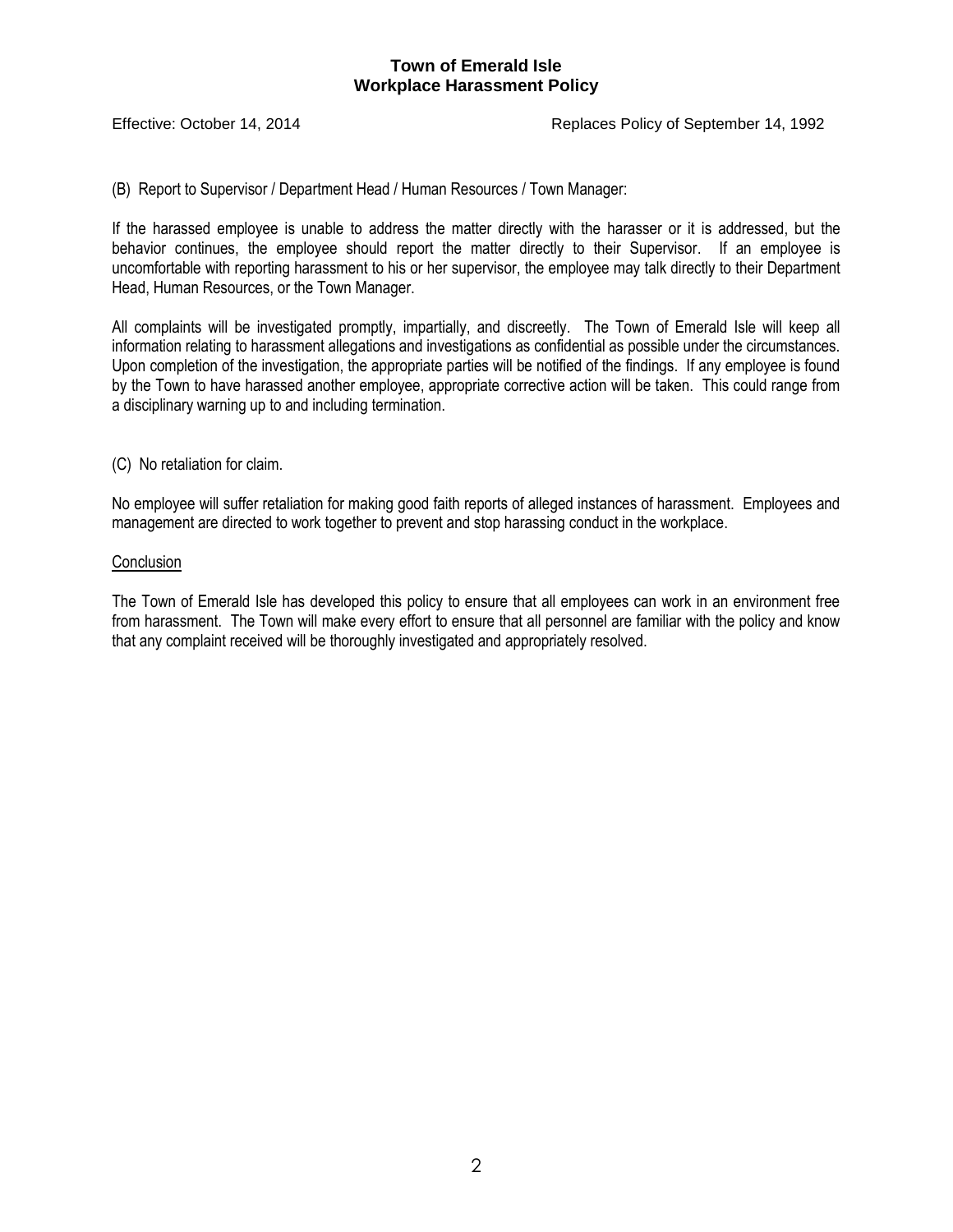(B) Report to Supervisor / Department Head / Human Resources / Town Manager:

If the harassed employee is unable to address the matter directly with the harasser or it is addressed, but the behavior continues, the employee should report the matter directly to their Supervisor. If an employee is uncomfortable with reporting harassment to his or her supervisor, the employee may talk directly to their Department Head, Human Resources, or the Town Manager.

All complaints will be investigated promptly, impartially, and discreetly. The Town of Emerald Isle will keep all information relating to harassment allegations and investigations as confidential as possible under the circumstances. Upon completion of the investigation, the appropriate parties will be notified of the findings. If any employee is found by the Town to have harassed another employee, appropriate corrective action will be taken. This could range from a disciplinary warning up to and including termination.

(C) No retaliation for claim.

No employee will suffer retaliation for making good faith reports of alleged instances of harassment. Employees and management are directed to work together to prevent and stop harassing conduct in the workplace.

<u>Conclusion</u>

The Town of Emerald Isle has developed this policy to ensure that all employees can work in an environment free from harassment. The Town will make every effort to ensure that all personnel are familiar with the policy and know that any complaint received will be thoroughly investigated and appropriately resolved.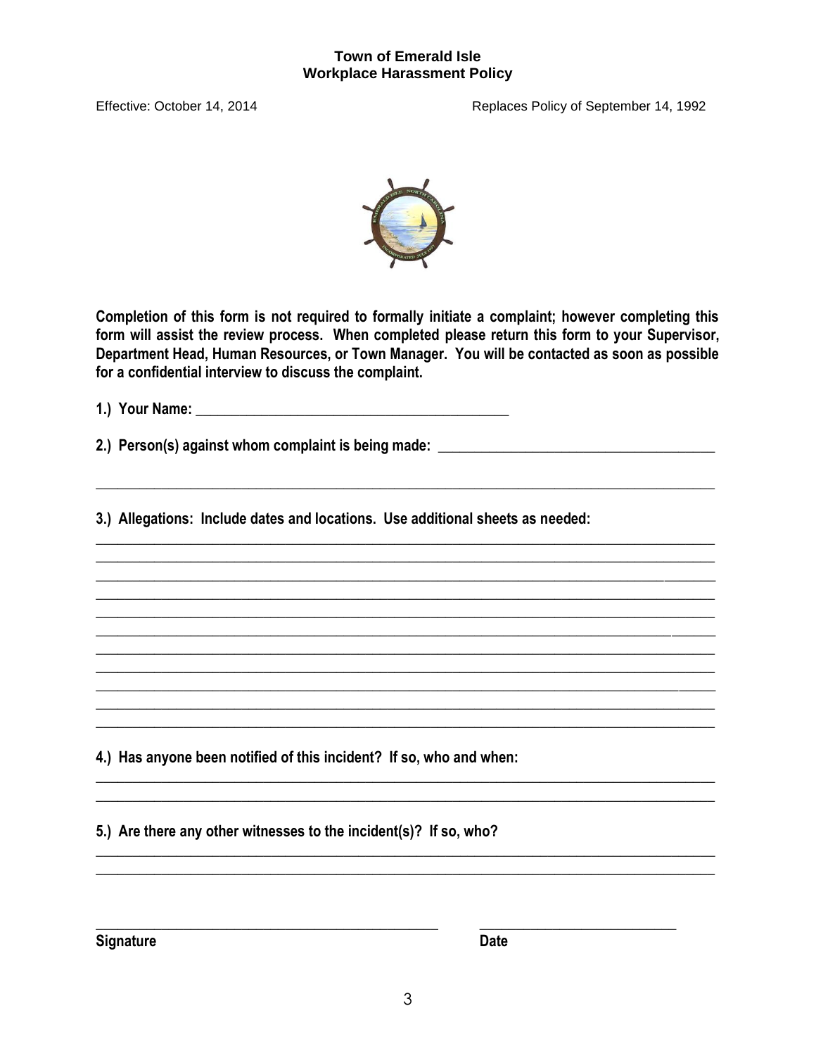**Town of Emerald Isle**
**Workplace Harassment Policy**

Effective: October 14, 2014 Replaces Policy of September 14, 1992

**Completion of this form is not required to formally initiate a complaint; however completing this form will assist the review process. When completed please return this form to your Supervisor, Department Head, Human Resources, or Town Manager. You will be contacted as soon as possible for a confidential interview to discuss the complaint.**

**1.) Your Name:** ___________________________________________

**2.) Person(s) against whom complaint is being made:** ____________________________________

_____________________________________________________________________________________

**3.) Allegations: Include dates and locations. Use additional sheets as needed:**

_____________________________________________________________________________________
_____________________________________________________________________________________
_____________________________________________________________________________________
_____________________________________________________________________________________
_____________________________________________________________________________________
_____________________________________________________________________________________
_____________________________________________________________________________________
_____________________________________________________________________________________
_____________________________________________________________________________________
_____________________________________________________________________________________
_____________________________________________________________________________________

**4.) Has anyone been notified of this incident? If so, who and when:**

_____________________________________________________________________________________
_____________________________________________________________________________________

**5.) Are there any other witnesses to the incident(s)? If so, who?**

_____________________________________________________________________________________
_____________________________________________________________________________________

_______________________________________________ ___________________________
**Signature** **Date**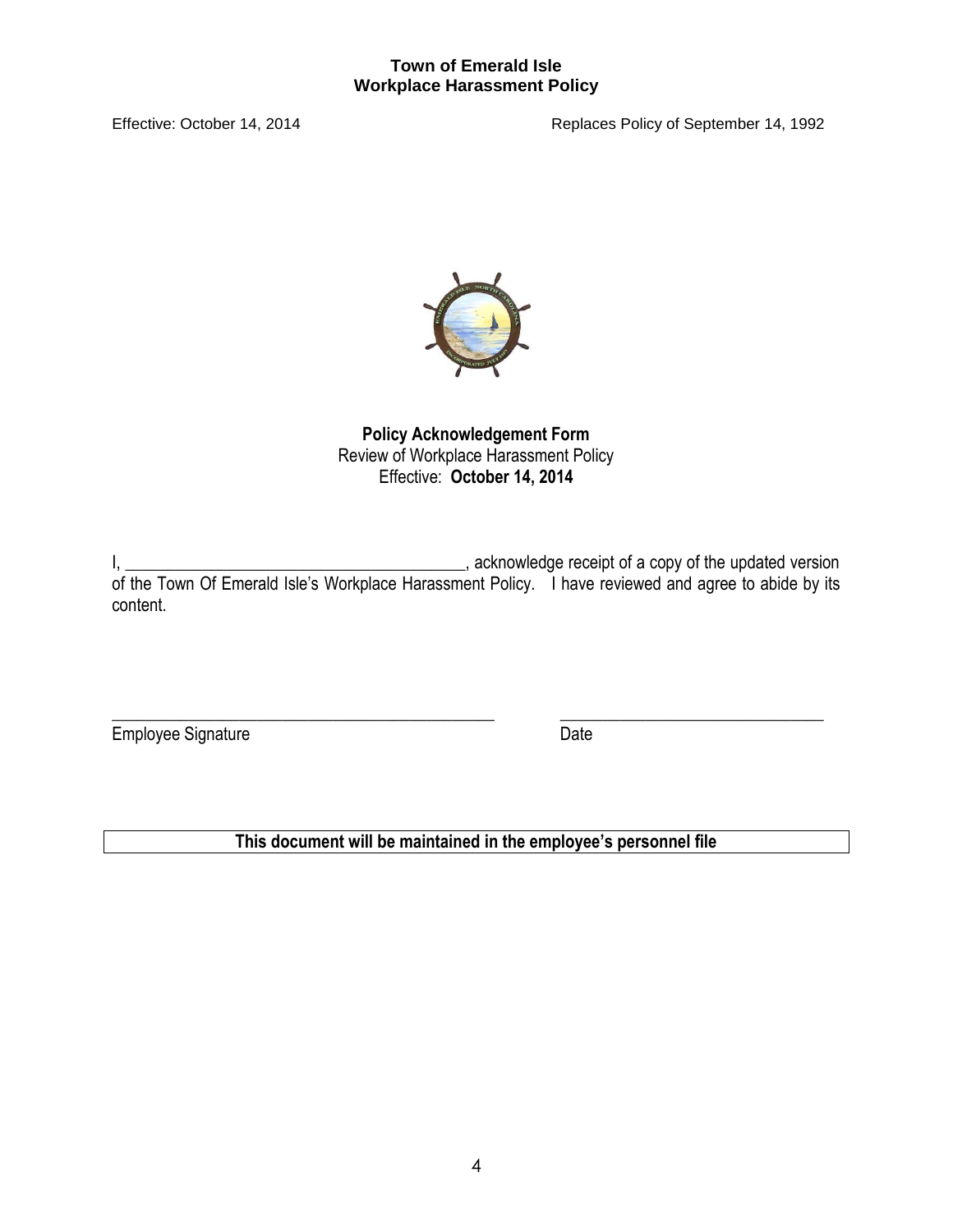**Town of Emerald Isle**
**Workplace Harassment Policy**

Effective: October 14, 2014 Replaces Policy of September 14, 1992

**Policy Acknowledgement Form**
Review of Workplace Harassment Policy
Effective: **October 14, 2014**

I, ________________________________________, acknowledge receipt of a copy of the updated version of the Town Of Emerald Isle's Workplace Harassment Policy. I have reviewed and agree to abide by its content.

______________________________________________ ______________________________
Employee Signature Date

**This document will be maintained in the employee's personnel file**